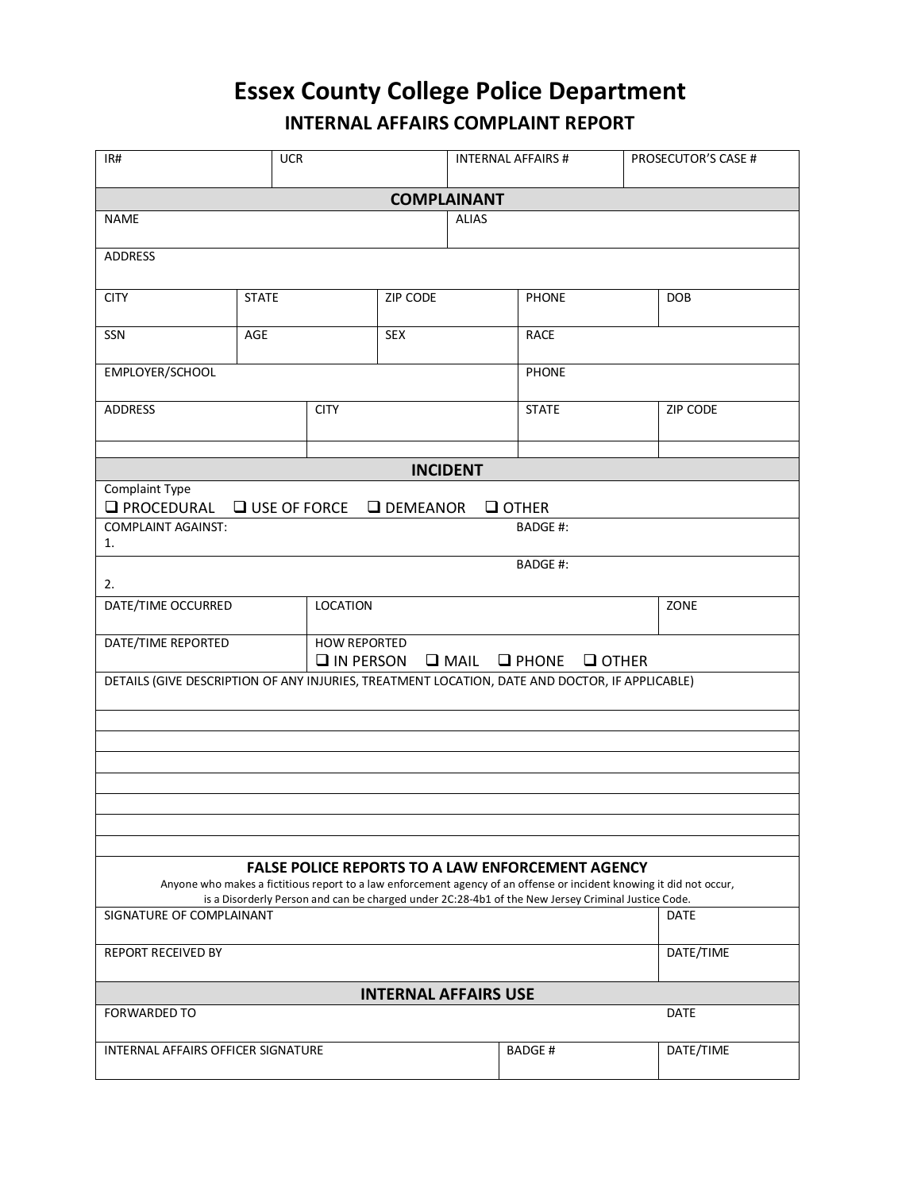# Essex County College Police Department

## INTERNAL AFFAIRS COMPLAINT REPORT

| IR# | UCR | INTERNAL AFFAIRS # | PROSECUTOR'S CASE # |
|---|---|---|---|

### COMPLAINANT

| NAME | | | ALIAS | |
|---|---|---|---|---|
| ADDRESS | | | | |
| CITY | STATE | ZIP CODE | PHONE | DOB |
| SSN | AGE | SEX | RACE | |
| EMPLOYER/SCHOOL | | | PHONE | |
| ADDRESS | CITY | | STATE | ZIP CODE |

### INCIDENT

Complaint Type

❑ PROCEDURAL ❑ USE OF FORCE ❑ DEMEANOR ❑ OTHER

| COMPLAINT AGAINST: | BADGE #: |
|---|---|
| 1. | |
| 2. | BADGE #: |

| DATE/TIME OCCURRED | LOCATION | ZONE |
|---|---|---|
| DATE/TIME REPORTED | HOW REPORTED ❑ IN PERSON ❑ MAIL ❑ PHONE ❑ OTHER | |

DETAILS (GIVE DESCRIPTION OF ANY INJURIES, TREATMENT LOCATION, DATE AND DOCTOR, IF APPLICABLE)

### FALSE POLICE REPORTS TO A LAW ENFORCEMENT AGENCY

Anyone who makes a fictitious report to a law enforcement agency of an offense or incident knowing it did not occur, is a Disorderly Person and can be charged under 2C:28-4b1 of the New Jersey Criminal Justice Code.

| SIGNATURE OF COMPLAINANT | DATE |
|---|---|
| REPORT RECEIVED BY | DATE/TIME |

### INTERNAL AFFAIRS USE

| FORWARDED TO | | DATE |
|---|---|---|
| INTERNAL AFFAIRS OFFICER SIGNATURE | BADGE # | DATE/TIME |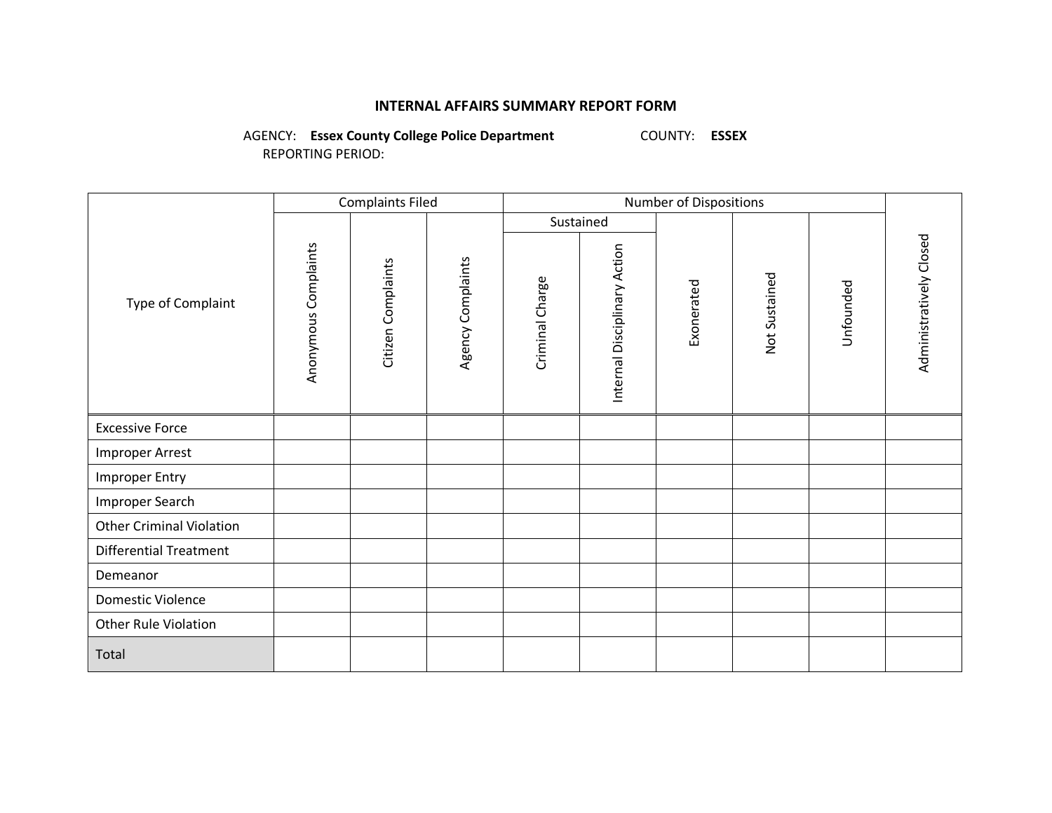## INTERNAL AFFAIRS SUMMARY REPORT FORM

AGENCY: **Essex County College Police Department** COUNTY: **ESSEX**

REPORTING PERIOD:

| Type of Complaint | Complaints Filed | | | Number of Dispositions | | | | | |
|---|---|---|---|---|---|---|---|---|---|
| | | | | Sustained | | | | | |
| | Anonymous Complaints | Citizen Complaints | Agency Complaints | Criminal Charge | Internal Disciplinary Action | Exonerated | Not Sustained | Unfounded | Administratively Closed |
| Excessive Force | | | | | | | | | |
| Improper Arrest | | | | | | | | | |
| Improper Entry | | | | | | | | | |
| Improper Search | | | | | | | | | |
| Other Criminal Violation | | | | | | | | | |
| Differential Treatment | | | | | | | | | |
| Demeanor | | | | | | | | | |
| Domestic Violence | | | | | | | | | |
| Other Rule Violation | | | | | | | | | |
| Total | | | | | | | | | |